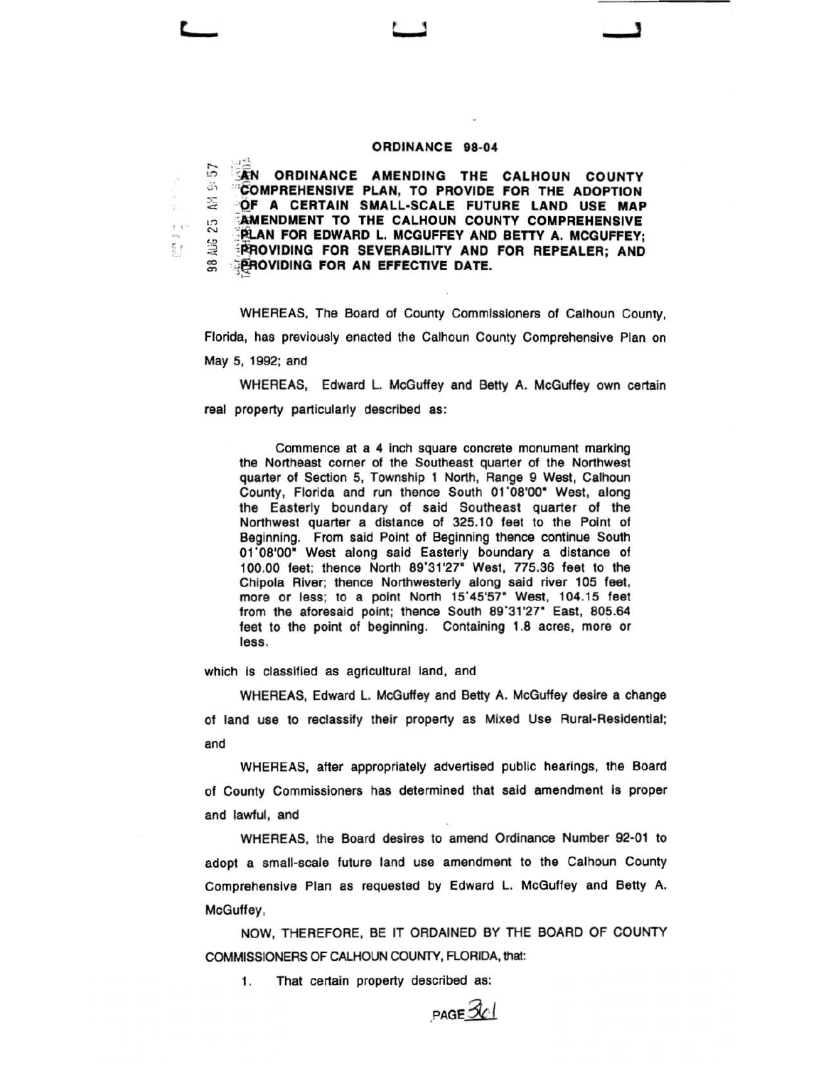# ORDINANCE 98-04

**AN ORDINANCE AMENDING THE CALHOUN COUNTY COMPREHENSIVE PLAN, TO PROVIDE FOR THE ADOPTION OF A CERTAIN SMALL-SCALE FUTURE LAND USE MAP AMENDMENT TO THE CALHOUN COUNTY COMPREHENSIVE PLAN FOR EDWARD L. MCGUFFEY AND BETTY A. MCGUFFEY; PROVIDING FOR SEVERABILITY AND FOR REPEALER; AND PROVIDING FOR AN EFFECTIVE DATE.**

WHEREAS, The Board of County Commissioners of Calhoun County, Florida, has previously enacted the Calhoun County Comprehensive Plan on May 5, 1992; and

WHEREAS, Edward L. McGuffey and Betty A. McGuffey own certain real property particularly described as:

> Commence at a 4 inch square concrete monument marking the Northeast corner of the Southeast quarter of the Northwest quarter of Section 5, Township 1 North, Range 9 West, Calhoun County, Florida and run thence South 01°08'00" West, along the Easterly boundary of said Southeast quarter of the Northwest quarter a distance of 325.10 feet to the Point of Beginning. From said Point of Beginning thence continue South 01°08'00" West along said Easterly boundary a distance of 100.00 feet; thence North 89°31'27" West, 775.36 feet to the Chipola River; thence Northwesterly along said river 105 feet, more or less; to a point North 15°45'57" West, 104.15 feet from the aforesaid point; thence South 89°31'27" East, 805.64 feet to the point of beginning. Containing 1.8 acres, more or less.

which is classified as agricultural land, and

WHEREAS, Edward L. McGuffey and Betty A. McGuffey desire a change of land use to reclassify their property as Mixed Use Rural-Residential; and

WHEREAS, after appropriately advertised public hearings, the Board of County Commissioners has determined that said amendment is proper and lawful, and

WHEREAS, the Board desires to amend Ordinance Number 92-01 to adopt a small-scale future land use amendment to the Calhoun County Comprehensive Plan as requested by Edward L. McGuffey and Betty A. McGuffey,

NOW, THEREFORE, BE IT ORDAINED BY THE BOARD OF COUNTY COMMISSIONERS OF CALHOUN COUNTY, FLORIDA, that:

1. That certain property described as: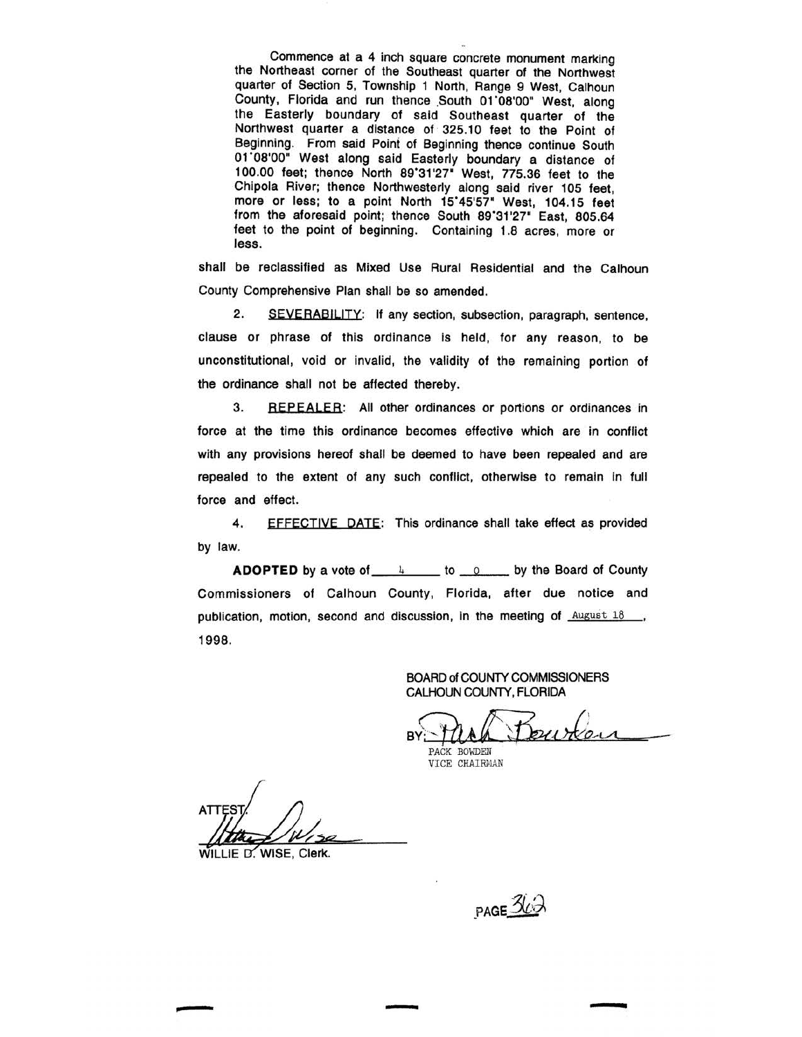Commence at a 4 inch square concrete monument marking the Northeast corner of the Southeast quarter of the Northwest quarter of Section 5, Township 1 North, Range 9 West, Calhoun County, Florida and run thence South 01°08'00" West, along the Easterly boundary of said Southeast quarter of the Northwest quarter a distance of 325.10 feet to the Point of Beginning. From said Point of Beginning thence continue South 01°08'00" West along said Easterly boundary a distance of 100.00 feet; thence North 89°31'27" West, 775.36 feet to the Chipola River; thence Northwesterly along said river 105 feet, more or less; to a point North 15°45'57" West, 104.15 feet from the aforesaid point; thence South 89°31'27" East, 805.64 feet to the point of beginning. Containing 1.8 acres, more or less.

shall be reclassified as Mixed Use Rural Residential and the Calhoun County Comprehensive Plan shall be so amended.

2. SEVERABILITY: If any section, subsection, paragraph, sentence, clause or phrase of this ordinance is held, for any reason, to be unconstitutional, void or invalid, the validity of the remaining portion of the ordinance shall not be affected thereby.

3. REPEALER: All other ordinances or portions or ordinances in force at the time this ordinance becomes effective which are in conflict with any provisions hereof shall be deemed to have been repealed and are repealed to the extent of any such conflict, otherwise to remain in full force and effect.

4. EFFECTIVE DATE: This ordinance shall take effect as provided by law.

**ADOPTED** by a vote of 4 to 0 by the Board of County Commissioners of Calhoun County, Florida, after due notice and publication, motion, second and discussion, in the meeting of August 18, 1998.

BOARD of COUNTY COMMISSIONERS
CALHOUN COUNTY, FLORIDA

BY: [signature]
PACK BOWDEN
VICE CHAIRMAN

ATTEST: [signature]
WILLIE D. WISE, Clerk.

PAGE 362